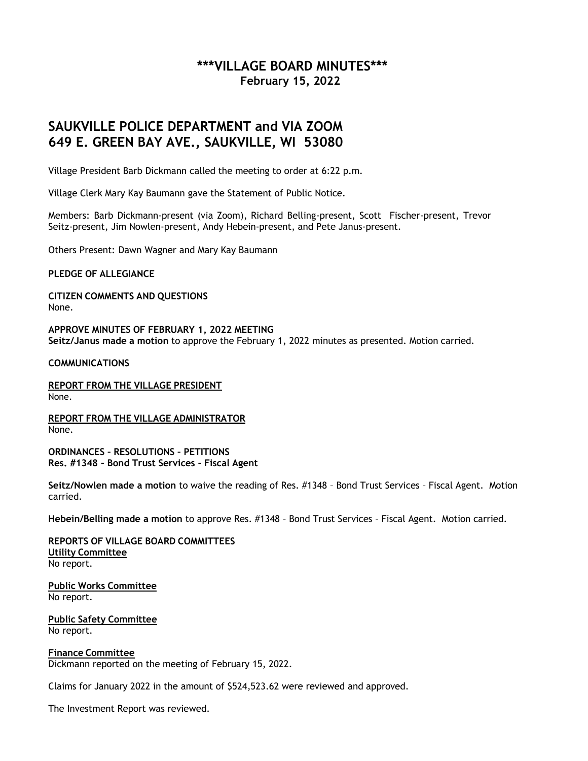# \*\*\*VILLAGE BOARD MINUTES\*\*\*

**February 15, 2022**

## SAUKVILLE POLICE DEPARTMENT and VIA ZOOM
## 649 E. GREEN BAY AVE., SAUKVILLE, WI 53080

Village President Barb Dickmann called the meeting to order at 6:22 p.m.

Village Clerk Mary Kay Baumann gave the Statement of Public Notice.

Members: Barb Dickmann-present (via Zoom), Richard Belling-present, Scott Fischer-present, Trevor Seitz-present, Jim Nowlen-present, Andy Hebein-present, and Pete Janus-present.

Others Present: Dawn Wagner and Mary Kay Baumann

**PLEDGE OF ALLEGIANCE**

**CITIZEN COMMENTS AND QUESTIONS**
None.

**APPROVE MINUTES OF FEBRUARY 1, 2022 MEETING**
**Seitz/Janus made a motion** to approve the February 1, 2022 minutes as presented. Motion carried.

**COMMUNICATIONS**

**REPORT FROM THE VILLAGE PRESIDENT**
None.

**REPORT FROM THE VILLAGE ADMINISTRATOR**
None.

**ORDINANCES – RESOLUTIONS – PETITIONS**
**Res. #1348 – Bond Trust Services – Fiscal Agent**

**Seitz/Nowlen made a motion** to waive the reading of Res. #1348 – Bond Trust Services – Fiscal Agent. Motion carried.

**Hebein/Belling made a motion** to approve Res. #1348 – Bond Trust Services – Fiscal Agent. Motion carried.

**REPORTS OF VILLAGE BOARD COMMITTEES**
**Utility Committee**
No report.

**Public Works Committee**
No report.

**Public Safety Committee**
No report.

**Finance Committee**
Dickmann reported on the meeting of February 15, 2022.

Claims for January 2022 in the amount of $524,523.62 were reviewed and approved.

The Investment Report was reviewed.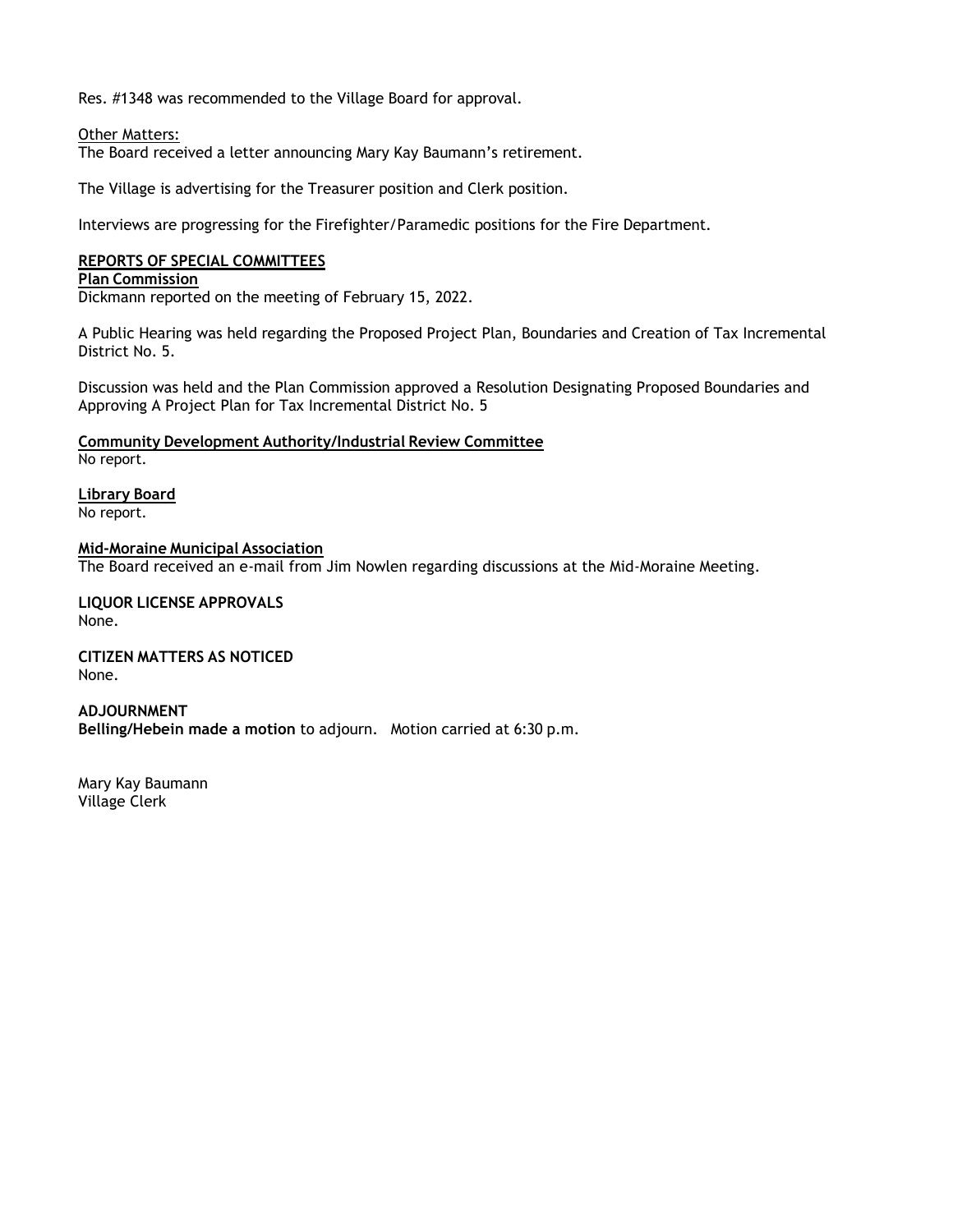Res. #1348 was recommended to the Village Board for approval.

Other Matters:
The Board received a letter announcing Mary Kay Baumann's retirement.

The Village is advertising for the Treasurer position and Clerk position.

Interviews are progressing for the Firefighter/Paramedic positions for the Fire Department.

**REPORTS OF SPECIAL COMMITTEES**

**Plan Commission**
Dickmann reported on the meeting of February 15, 2022.

A Public Hearing was held regarding the Proposed Project Plan, Boundaries and Creation of Tax Incremental District No. 5.

Discussion was held and the Plan Commission approved a Resolution Designating Proposed Boundaries and Approving A Project Plan for Tax Incremental District No. 5

**Community Development Authority/Industrial Review Committee**
No report.

**Library Board**
No report.

**Mid-Moraine Municipal Association**
The Board received an e-mail from Jim Nowlen regarding discussions at the Mid-Moraine Meeting.

**LIQUOR LICENSE APPROVALS**
None.

**CITIZEN MATTERS AS NOTICED**
None.

**ADJOURNMENT**
**Belling/Hebein made a motion** to adjourn. Motion carried at 6:30 p.m.

Mary Kay Baumann
Village Clerk